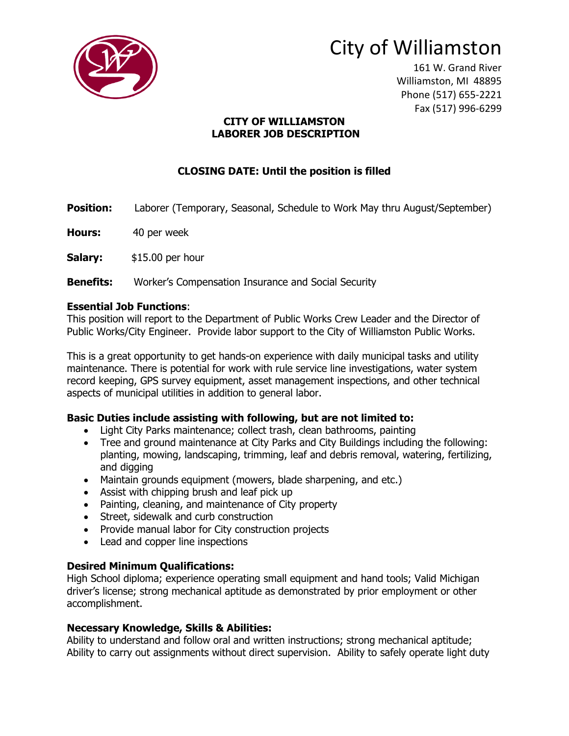# City of Williamston

161 W. Grand River
Williamston, MI 48895
Phone (517) 655-2221
Fax (517) 996-6299

## CITY OF WILLIAMSTON
## LABORER JOB DESCRIPTION

### CLOSING DATE: Until the position is filled

**Position:** Laborer (Temporary, Seasonal, Schedule to Work May thru August/September)

**Hours:** 40 per week

**Salary:** $15.00 per hour

**Benefits:** Worker's Compensation Insurance and Social Security

**Essential Job Functions**:
This position will report to the Department of Public Works Crew Leader and the Director of Public Works/City Engineer. Provide labor support to the City of Williamston Public Works.

This is a great opportunity to get hands-on experience with daily municipal tasks and utility maintenance. There is potential for work with rule service line investigations, water system record keeping, GPS survey equipment, asset management inspections, and other technical aspects of municipal utilities in addition to general labor.

**Basic Duties include assisting with following, but are not limited to:**

- Light City Parks maintenance; collect trash, clean bathrooms, painting
- Tree and ground maintenance at City Parks and City Buildings including the following: planting, mowing, landscaping, trimming, leaf and debris removal, watering, fertilizing, and digging
- Maintain grounds equipment (mowers, blade sharpening, and etc.)
- Assist with chipping brush and leaf pick up
- Painting, cleaning, and maintenance of City property
- Street, sidewalk and curb construction
- Provide manual labor for City construction projects
- Lead and copper line inspections

**Desired Minimum Qualifications:**
High School diploma; experience operating small equipment and hand tools; Valid Michigan driver's license; strong mechanical aptitude as demonstrated by prior employment or other accomplishment.

**Necessary Knowledge, Skills & Abilities:**
Ability to understand and follow oral and written instructions; strong mechanical aptitude; Ability to carry out assignments without direct supervision. Ability to safely operate light duty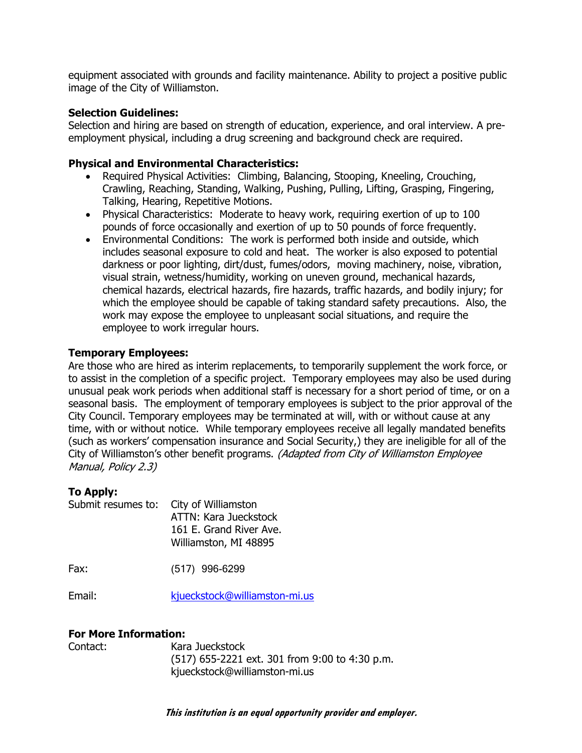equipment associated with grounds and facility maintenance. Ability to project a positive public image of the City of Williamston.

**Selection Guidelines:**
Selection and hiring are based on strength of education, experience, and oral interview. A pre-employment physical, including a drug screening and background check are required.

**Physical and Environmental Characteristics:**

- Required Physical Activities: Climbing, Balancing, Stooping, Kneeling, Crouching, Crawling, Reaching, Standing, Walking, Pushing, Pulling, Lifting, Grasping, Fingering, Talking, Hearing, Repetitive Motions.
- Physical Characteristics: Moderate to heavy work, requiring exertion of up to 100 pounds of force occasionally and exertion of up to 50 pounds of force frequently.
- Environmental Conditions: The work is performed both inside and outside, which includes seasonal exposure to cold and heat. The worker is also exposed to potential darkness or poor lighting, dirt/dust, fumes/odors, moving machinery, noise, vibration, visual strain, wetness/humidity, working on uneven ground, mechanical hazards, chemical hazards, electrical hazards, fire hazards, traffic hazards, and bodily injury; for which the employee should be capable of taking standard safety precautions. Also, the work may expose the employee to unpleasant social situations, and require the employee to work irregular hours.

**Temporary Employees:**
Are those who are hired as interim replacements, to temporarily supplement the work force, or to assist in the completion of a specific project. Temporary employees may also be used during unusual peak work periods when additional staff is necessary for a short period of time, or on a seasonal basis. The employment of temporary employees is subject to the prior approval of the City Council. Temporary employees may be terminated at will, with or without cause at any time, with or without notice. While temporary employees receive all legally mandated benefits (such as workers' compensation insurance and Social Security,) they are ineligible for all of the City of Williamston's other benefit programs. *(Adapted from City of Williamston Employee Manual, Policy 2.3)*

**To Apply:**

Submit resumes to: City of Williamston
ATTN: Kara Jueckstock
161 E. Grand River Ave.
Williamston, MI 48895

Fax: (517) 996-6299

Email: kjueckstock@williamston-mi.us

**For More Information:**

Contact: Kara Jueckstock
(517) 655-2221 ext. 301 from 9:00 to 4:30 p.m.
kjueckstock@williamston-mi.us

***This institution is an equal opportunity provider and employer.***